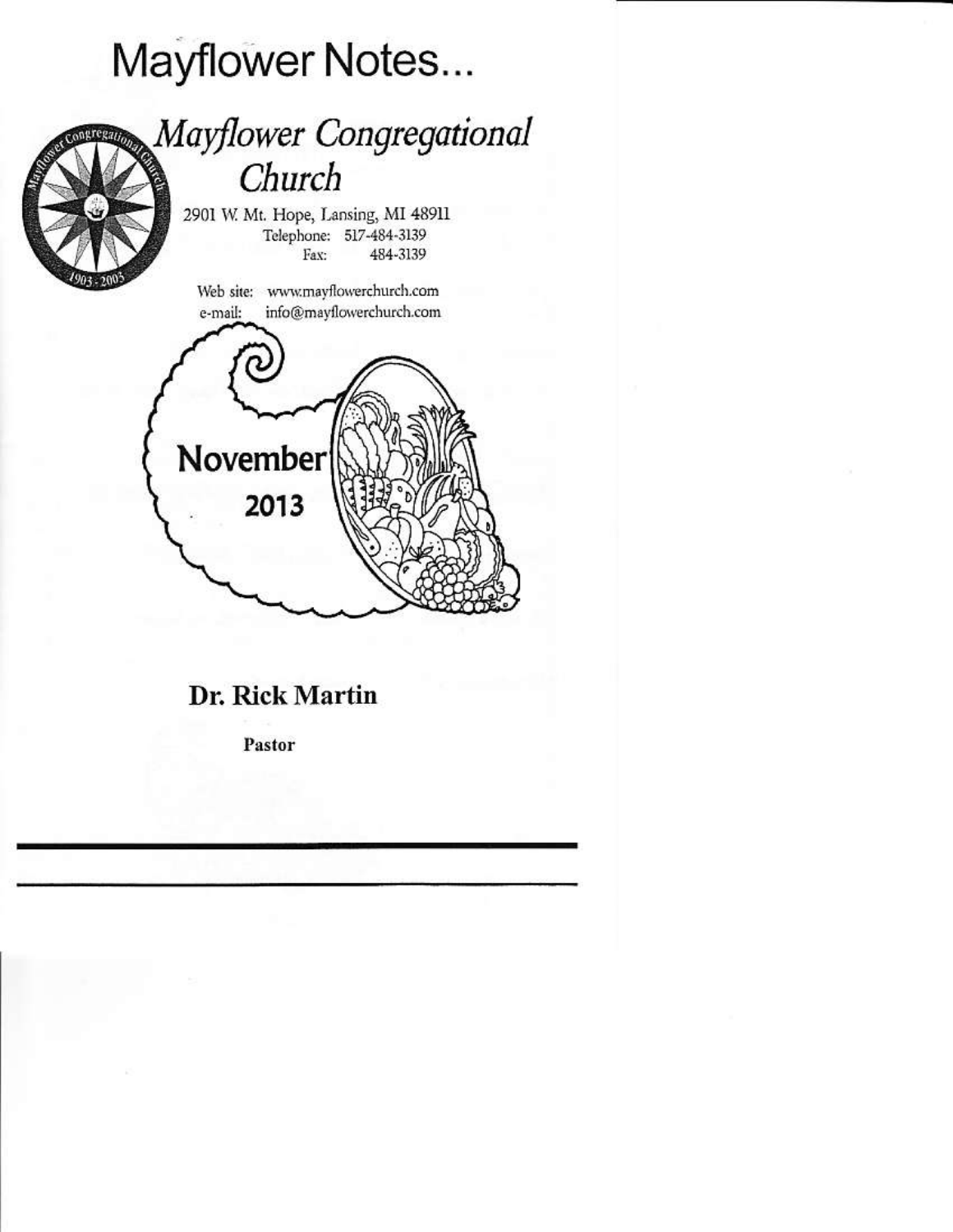# Mayflower Notes...

## *Mayflower Congregational Church*

2901 W. Mt. Hope, Lansing, MI 48911
Telephone: 517-484-3139
Fax: 484-3139

Web site: www.mayflowerchurch.com
e-mail: info@mayflowerchurch.com

**November 2013**

**Dr. Rick Martin**

**Pastor**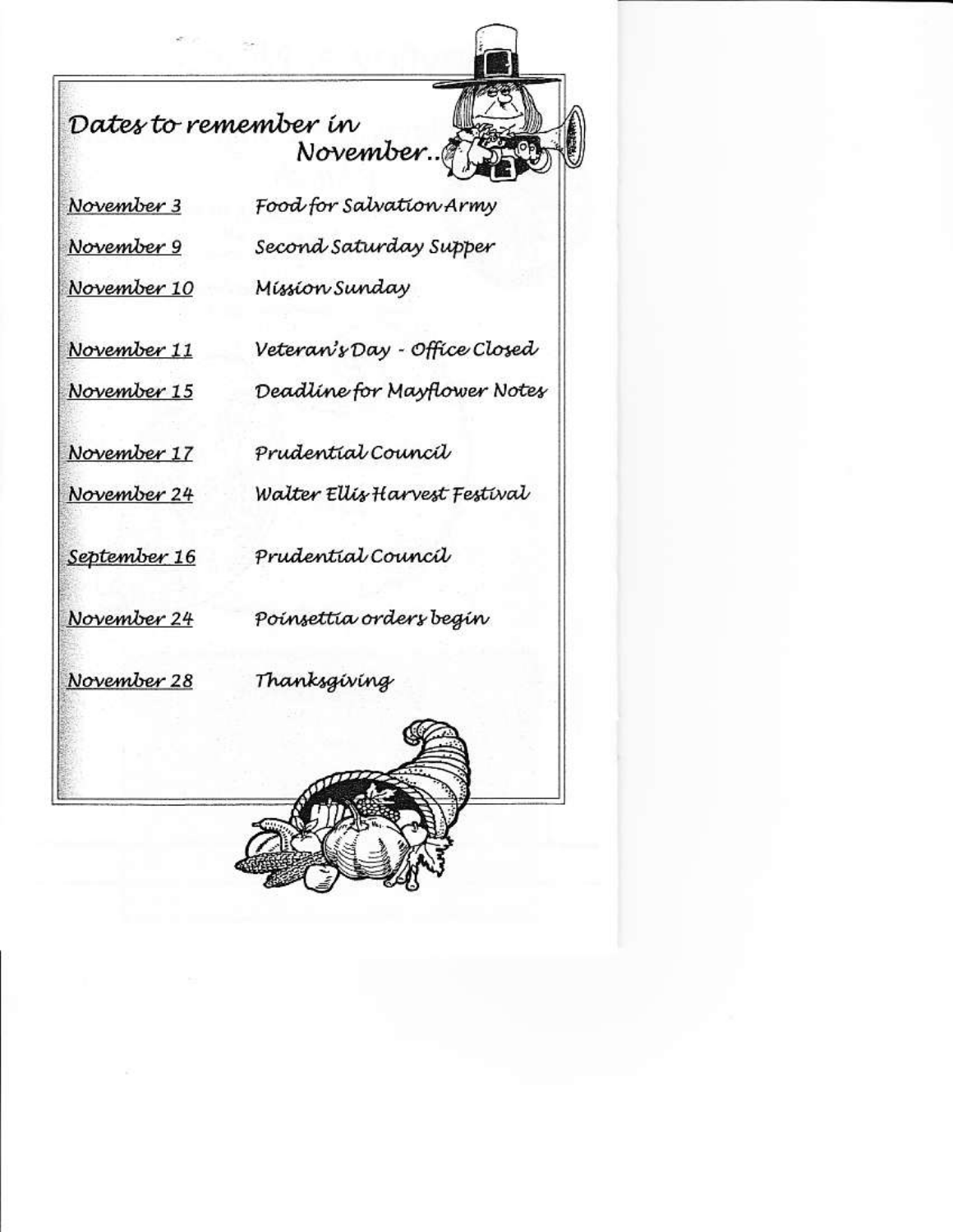## Dates to remember in November..

| | |
|---|---|
| November 3 | Food for Salvation Army |
| November 9 | Second Saturday Supper |
| November 10 | Mission Sunday |
| November 11 | Veteran's Day - Office Closed |
| November 15 | Deadline for Mayflower Notes |
| November 17 | Prudential Council |
| November 24 | Walter Ellis Harvest Festival |
| September 16 | Prudential Council |
| November 24 | Poinsettia orders begin |
| November 28 | Thanksgiving |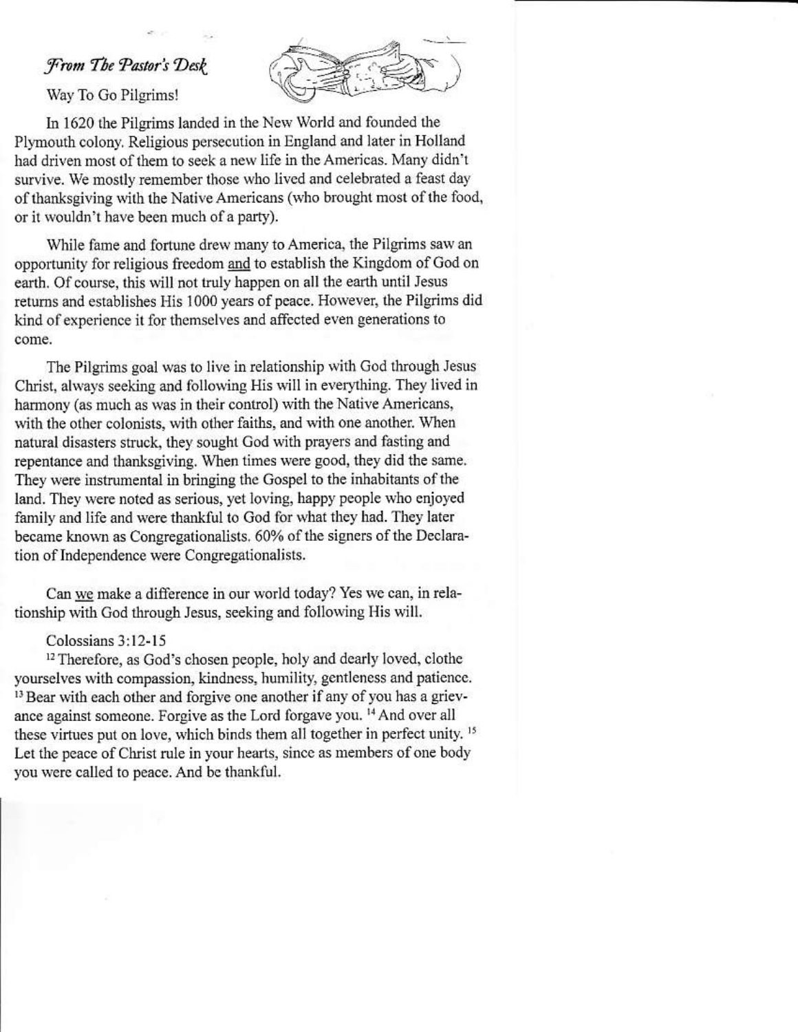## *From The Pastor's Desk*

Way To Go Pilgrims!

In 1620 the Pilgrims landed in the New World and founded the Plymouth colony. Religious persecution in England and later in Holland had driven most of them to seek a new life in the Americas. Many didn't survive. We mostly remember those who lived and celebrated a feast day of thanksgiving with the Native Americans (who brought most of the food, or it wouldn't have been much of a party).

While fame and fortune drew many to America, the Pilgrims saw an opportunity for religious freedom <u>and</u> to establish the Kingdom of God on earth. Of course, this will not truly happen on all the earth until Jesus returns and establishes His 1000 years of peace. However, the Pilgrims did kind of experience it for themselves and affected even generations to come.

The Pilgrims goal was to live in relationship with God through Jesus Christ, always seeking and following His will in everything. They lived in harmony (as much as was in their control) with the Native Americans, with the other colonists, with other faiths, and with one another. When natural disasters struck, they sought God with prayers and fasting and repentance and thanksgiving. When times were good, they did the same. They were instrumental in bringing the Gospel to the inhabitants of the land. They were noted as serious, yet loving, happy people who enjoyed family and life and were thankful to God for what they had. They later became known as Congregationalists. 60% of the signers of the Declaration of Independence were Congregationalists.

Can <u>we</u> make a difference in our world today? Yes we can, in relationship with God through Jesus, seeking and following His will.

Colossians 3:12-15

[12] Therefore, as God's chosen people, holy and dearly loved, clothe yourselves with compassion, kindness, humility, gentleness and patience. [13] Bear with each other and forgive one another if any of you has a grievance against someone. Forgive as the Lord forgave you. [14] And over all these virtues put on love, which binds them all together in perfect unity. [15] Let the peace of Christ rule in your hearts, since as members of one body you were called to peace. And be thankful.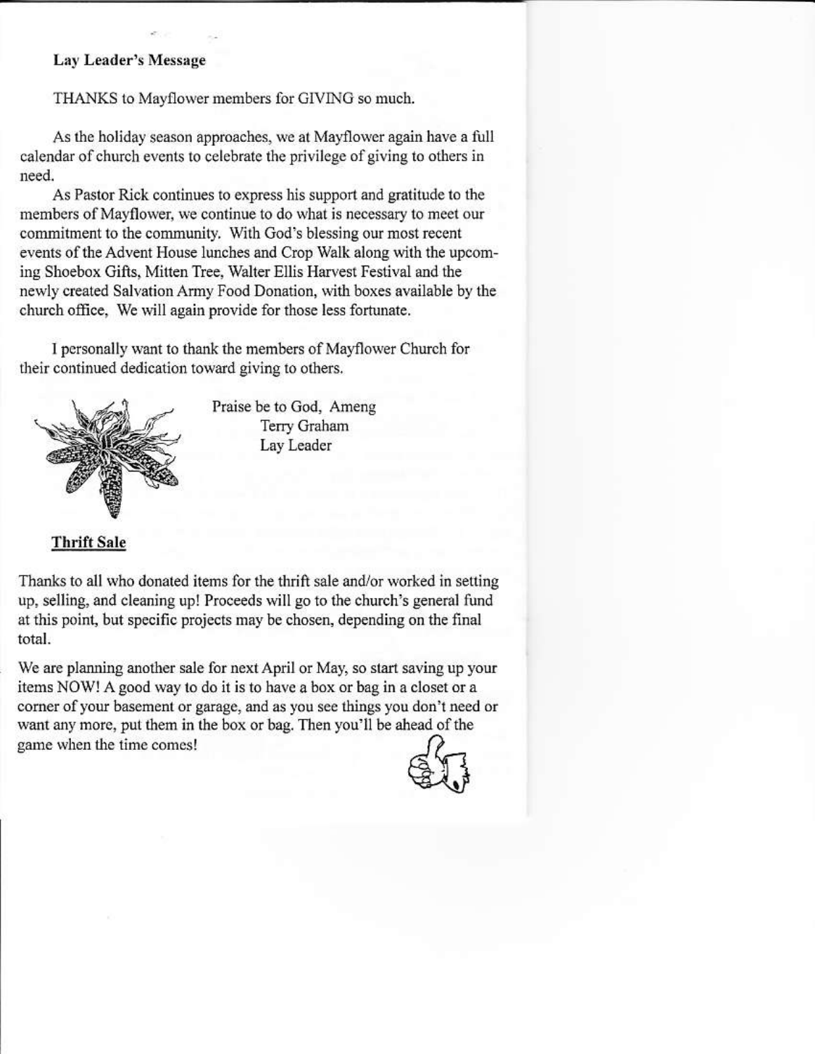**Lay Leader's Message**

THANKS to Mayflower members for GIVING so much.

As the holiday season approaches, we at Mayflower again have a full calendar of church events to celebrate the privilege of giving to others in need.

As Pastor Rick continues to express his support and gratitude to the members of Mayflower, we continue to do what is necessary to meet our commitment to the community. With God's blessing our most recent events of the Advent House lunches and Crop Walk along with the upcoming Shoebox Gifts, Mitten Tree, Walter Ellis Harvest Festival and the newly created Salvation Army Food Donation, with boxes available by the church office, We will again provide for those less fortunate.

I personally want to thank the members of Mayflower Church for their continued dedication toward giving to others.

Praise be to God, Ameng
Terry Graham
Lay Leader

**Thrift Sale**

Thanks to all who donated items for the thrift sale and/or worked in setting up, selling, and cleaning up! Proceeds will go to the church's general fund at this point, but specific projects may be chosen, depending on the final total.

We are planning another sale for next April or May, so start saving up your items NOW! A good way to do it is to have a box or bag in a closet or a corner of your basement or garage, and as you see things you don't need or want any more, put them in the box or bag. Then you'll be ahead of the game when the time comes!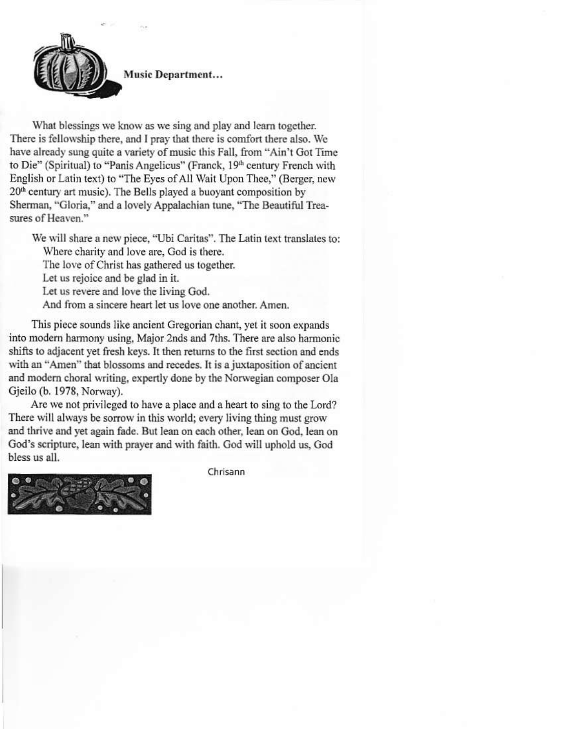## Music Department...

What blessings we know as we sing and play and learn together. There is fellowship there, and I pray that there is comfort there also. We have already sung quite a variety of music this Fall, from "Ain't Got Time to Die" (Spiritual) to "Panis Angelicus" (Franck, 19th century French with English or Latin text) to "The Eyes of All Wait Upon Thee," (Berger, new 20th century art music). The Bells played a buoyant composition by Sherman, "Gloria," and a lovely Appalachian tune, "The Beautiful Treasures of Heaven."

We will share a new piece, "Ubi Caritas". The Latin text translates to:

Where charity and love are, God is there.
The love of Christ has gathered us together.
Let us rejoice and be glad in it.
Let us revere and love the living God.
And from a sincere heart let us love one another. Amen.

This piece sounds like ancient Gregorian chant, yet it soon expands into modern harmony using, Major 2nds and 7ths. There are also harmonic shifts to adjacent yet fresh keys. It then returns to the first section and ends with an "Amen" that blossoms and recedes. It is a juxtaposition of ancient and modern choral writing, expertly done by the Norwegian composer Ola Gjeilo (b. 1978, Norway).

Are we not privileged to have a place and a heart to sing to the Lord? There will always be sorrow in this world; every living thing must grow and thrive and yet again fade. But lean on each other, lean on God, lean on God's scripture, lean with prayer and with faith. God will uphold us, God bless us all.

Chrisann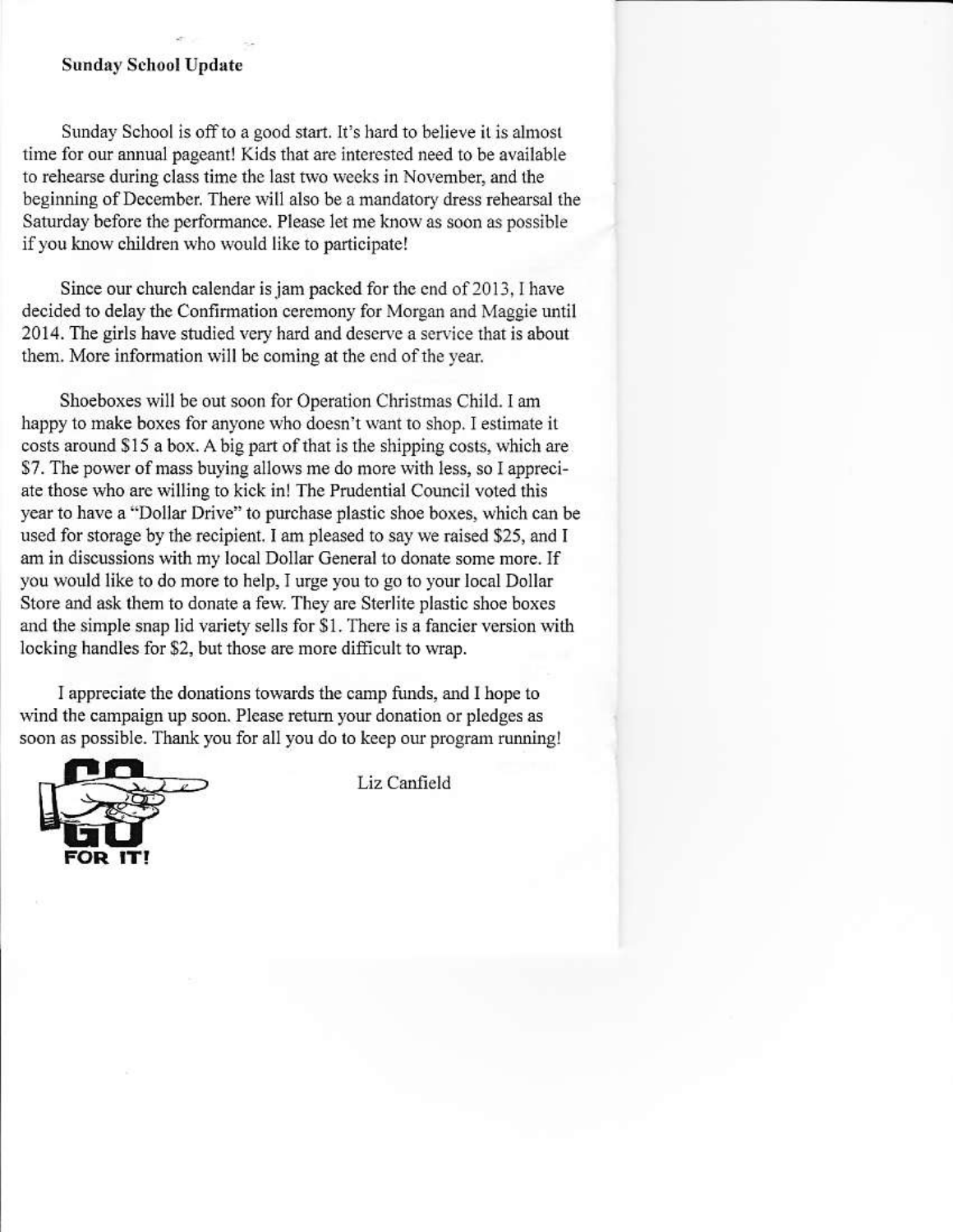**Sunday School Update**

Sunday School is off to a good start. It's hard to believe it is almost time for our annual pageant! Kids that are interested need to be available to rehearse during class time the last two weeks in November, and the beginning of December. There will also be a mandatory dress rehearsal the Saturday before the performance. Please let me know as soon as possible if you know children who would like to participate!

Since our church calendar is jam packed for the end of 2013, I have decided to delay the Confirmation ceremony for Morgan and Maggie until 2014. The girls have studied very hard and deserve a service that is about them. More information will be coming at the end of the year.

Shoeboxes will be out soon for Operation Christmas Child. I am happy to make boxes for anyone who doesn't want to shop. I estimate it costs around $15 a box. A big part of that is the shipping costs, which are $7. The power of mass buying allows me do more with less, so I appreciate those who are willing to kick in! The Prudential Council voted this year to have a "Dollar Drive" to purchase plastic shoe boxes, which can be used for storage by the recipient. I am pleased to say we raised $25, and I am in discussions with my local Dollar General to donate some more. If you would like to do more to help, I urge you to go to your local Dollar Store and ask them to donate a few. They are Sterlite plastic shoe boxes and the simple snap lid variety sells for $1. There is a fancier version with locking handles for $2, but those are more difficult to wrap.

I appreciate the donations towards the camp funds, and I hope to wind the campaign up soon. Please return your donation or pledges as soon as possible. Thank you for all you do to keep our program running!

GO FOR IT!

Liz Canfield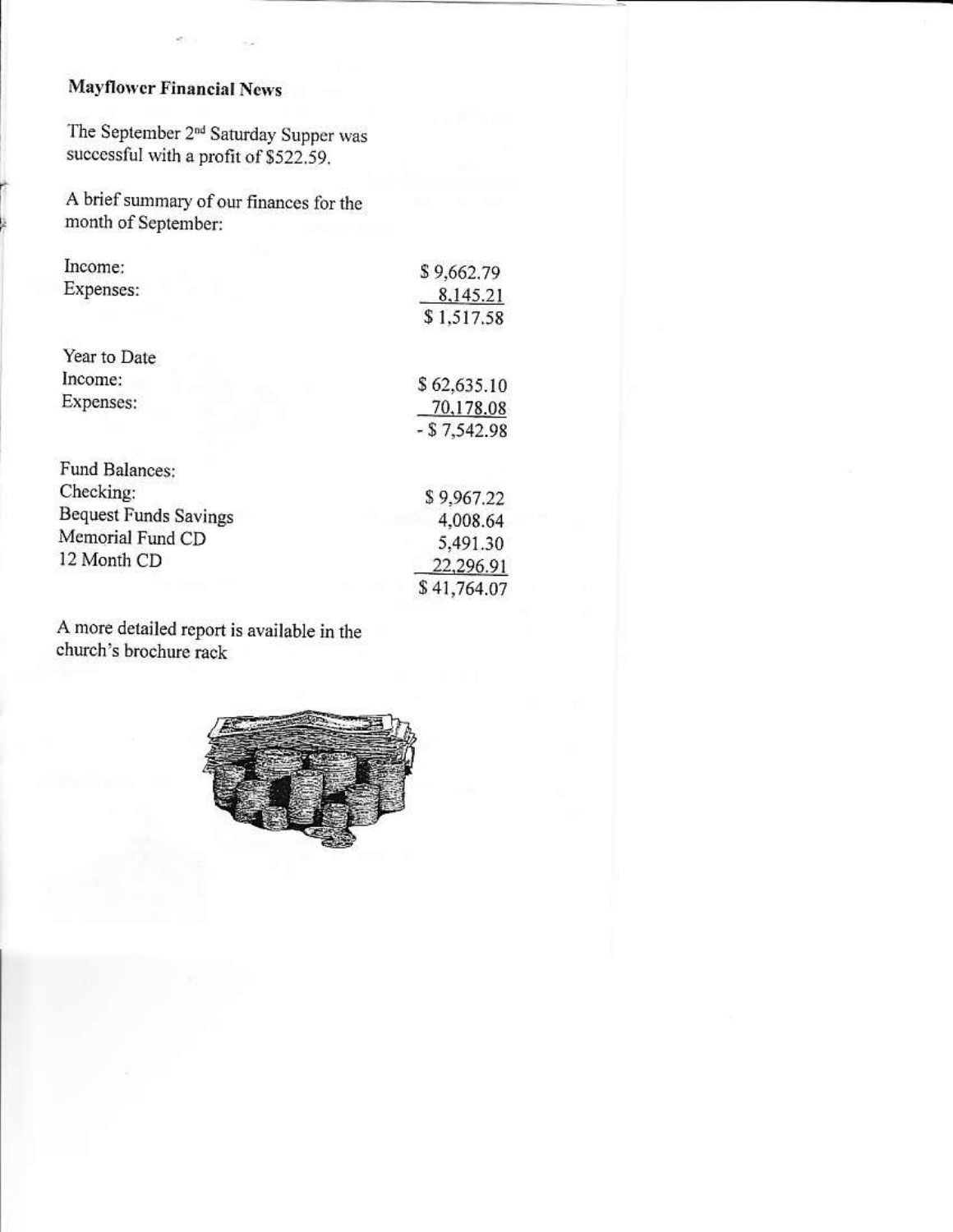## Mayflower Financial News

The September 2nd Saturday Supper was successful with a profit of $522.59.

A brief summary of our finances for the month of September:

| | |
|---|---|
| Income: | $ 9,662.79 |
| Expenses: | 8,145.21 |
| | $ 1,517.58 |

| | |
|---|---|
| **Year to Date** | |
| Income: | $ 62,635.10 |
| Expenses: | 70,178.08 |
| | - $ 7,542.98 |

| | |
|---|---|
| **Fund Balances:** | |
| Checking: | $ 9,967.22 |
| Bequest Funds Savings | 4,008.64 |
| Memorial Fund CD | 5,491.30 |
| 12 Month CD | 22,296.91 |
| | $ 41,764.07 |

A more detailed report is available in the church's brochure rack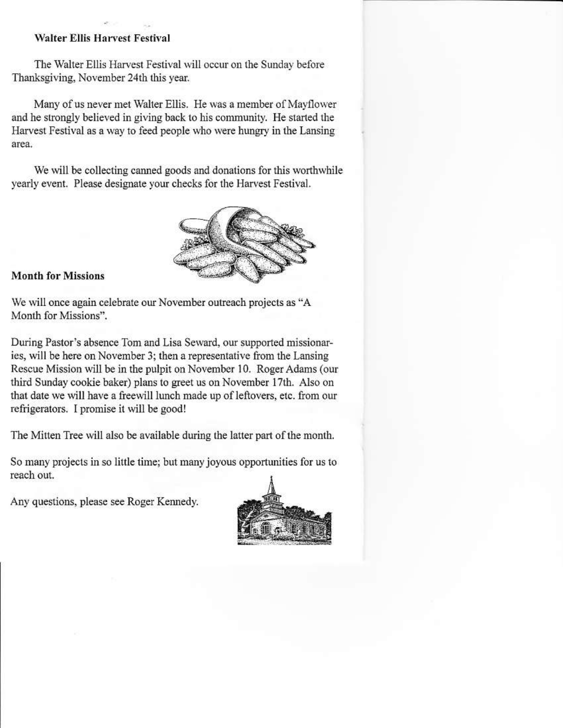## Walter Ellis Harvest Festival

The Walter Ellis Harvest Festival will occur on the Sunday before Thanksgiving, November 24th this year.

Many of us never met Walter Ellis. He was a member of Mayflower and he strongly believed in giving back to his community. He started the Harvest Festival as a way to feed people who were hungry in the Lansing area.

We will be collecting canned goods and donations for this worthwhile yearly event. Please designate your checks for the Harvest Festival.

## Month for Missions

We will once again celebrate our November outreach projects as "A Month for Missions".

During Pastor's absence Tom and Lisa Seward, our supported missionaries, will be here on November 3; then a representative from the Lansing Rescue Mission will be in the pulpit on November 10. Roger Adams (our third Sunday cookie baker) plans to greet us on November 17th. Also on that date we will have a freewill lunch made up of leftovers, etc. from our refrigerators. I promise it will be good!

The Mitten Tree will also be available during the latter part of the month.

So many projects in so little time; but many joyous opportunities for us to reach out.

Any questions, please see Roger Kennedy.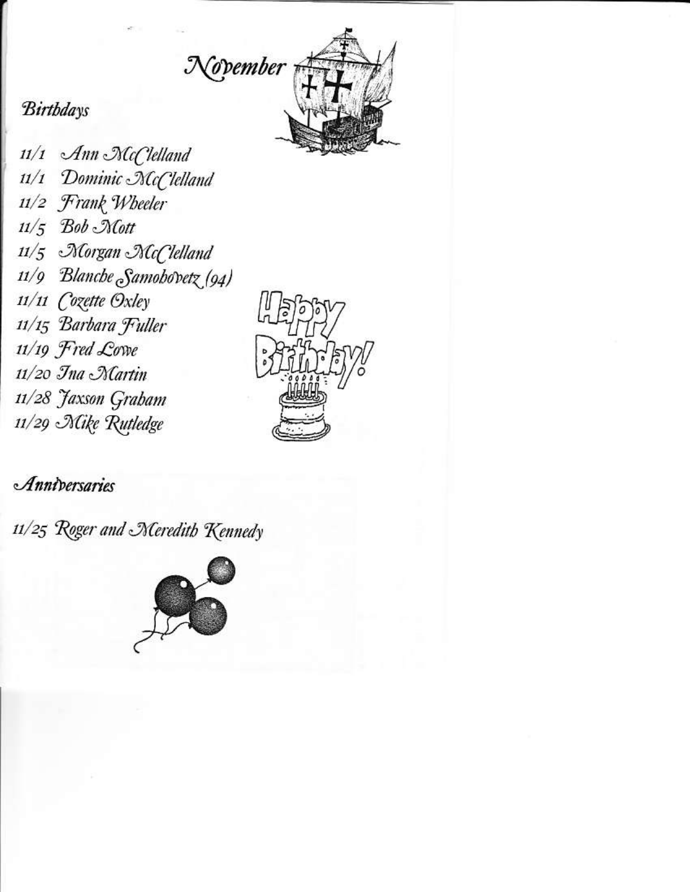# November

## Birthdays

11/1 Ann McClelland
11/1 Dominic McClelland
11/2 Frank Wheeler
11/5 Bob Mott
11/5 Morgan McClelland
11/9 Blanche Samohovetz (94)
11/11 Cozette Oxley
11/15 Barbara Fuller
11/19 Fred Lowe
11/20 Ina Martin
11/28 Jaxson Graham
11/29 Mike Rutledge

## Anniversaries

11/25 Roger and Meredith Kennedy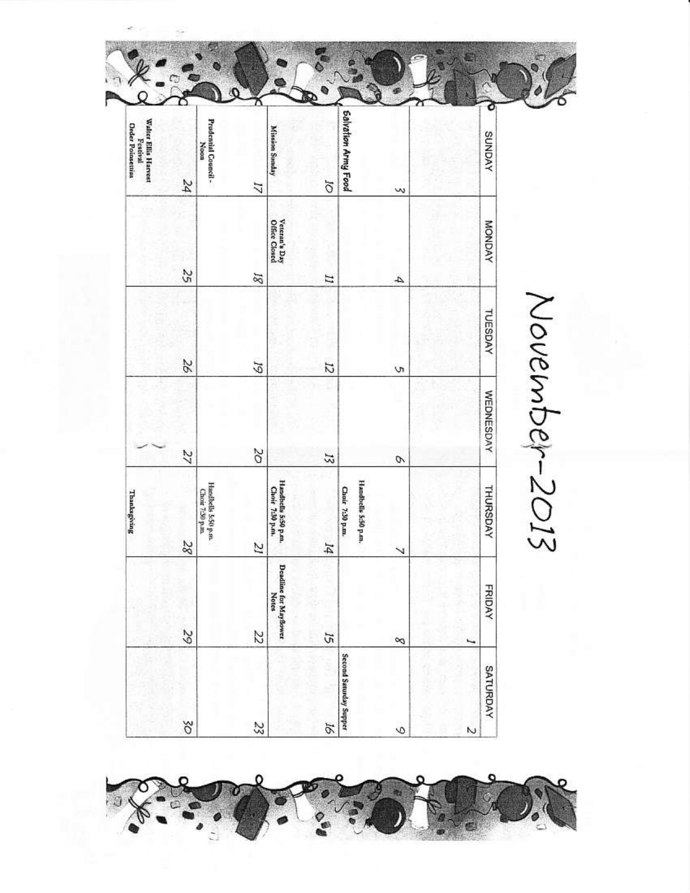# November-2013

| SUNDAY | MONDAY | TUESDAY | WEDNESDAY | THURSDAY | FRIDAY | SATURDAY |
|---|---|---|---|---|---|---|
| | | | | | 1 | 2 |
| 3 | 4 | 5 | 6 | 7 | 8 | 9 |
| Salvation Army Food 10 | 11 | 12 | 13 | Handbells 5:50 p.m. Choir 7:30 p.m. 14 | 15 | Second Saturday Supper 16 |
| Mission Sunday 17 | Veteran's Day Office Closed 18 | 19 | 20 | Handbells 5:50 p.m. Choir 7:30 p.m. 21 | Deadline for Mayflower Notes 22 | 23 |
| Prudential Council - Noon 24 | 25 | 26 | 27 | Handbells 5:50 p.m. Choir 7:30 p.m. 28 | 29 | 30 |
| Walter Ellis Harvest Festival Order Poinsettias | | | | Thanksgiving | | |